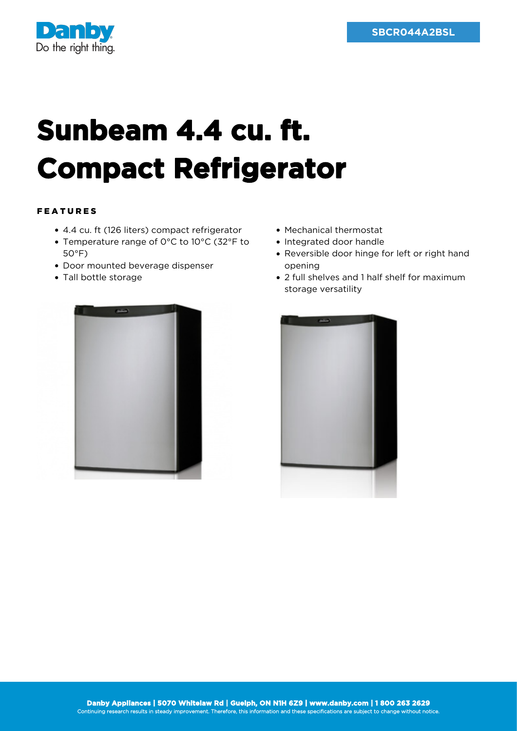SBCR044A2BSL

# Sunbeam 4.4 cu. ft. Compact Refrigerator

## FEATURES

- 4.4 cu. ft (126 liters) compact refrigerator
- Temperature range of 0°C to 10°C (32°F to 50°F)
- Door mounted beverage dispenser
- Tall bottle storage
- Mechanical thermostat
- Integrated door handle
- Reversible door hinge for left or right hand opening
- 2 full shelves and 1 half shelf for maximum storage versatility

**Danby Appliances | 5070 Whitelaw Rd | Guelph, ON N1H 6Z9 | www.danby.com | 1 800 263 2629**
Continuing research results in steady improvement. Therefore, this information and these specifications are subject to change without notice.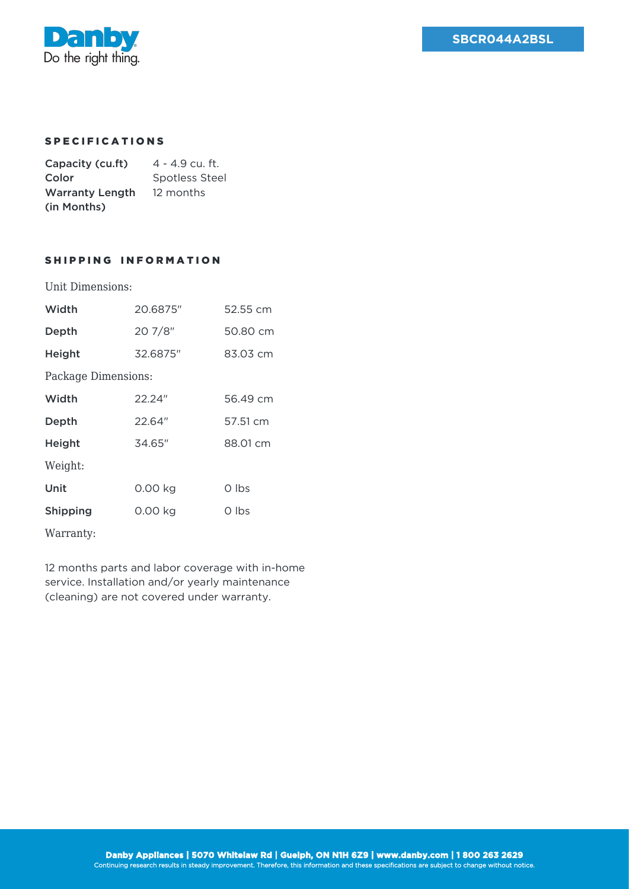SBCR044A2BSL

## SPECIFICATIONS

| | |
|---|---|
| **Capacity (cu.ft)** | 4 - 4.9 cu. ft. |
| **Color** | Spotless Steel |
| **Warranty Length (in Months)** | 12 months |

## SHIPPING INFORMATION

Unit Dimensions:

| | | |
|---|---|---|
| **Width** | 20.6875" | 52.55 cm |
| **Depth** | 20 7/8" | 50.80 cm |
| **Height** | 32.6875" | 83.03 cm |

Package Dimensions:

| | | |
|---|---|---|
| **Width** | 22.24" | 56.49 cm |
| **Depth** | 22.64" | 57.51 cm |
| **Height** | 34.65" | 88.01 cm |

Weight:

| | | |
|---|---|---|
| **Unit** | 0.00 kg | 0 lbs |
| **Shipping** | 0.00 kg | 0 lbs |

Warranty:

12 months parts and labor coverage with in-home service. Installation and/or yearly maintenance (cleaning) are not covered under warranty.

**Danby Appliances | 5070 Whitelaw Rd | Guelph, ON N1H 6Z9 | www.danby.com | 1 800 263 2629**
Continuing research results in steady improvement. Therefore, this information and these specifications are subject to change without notice.